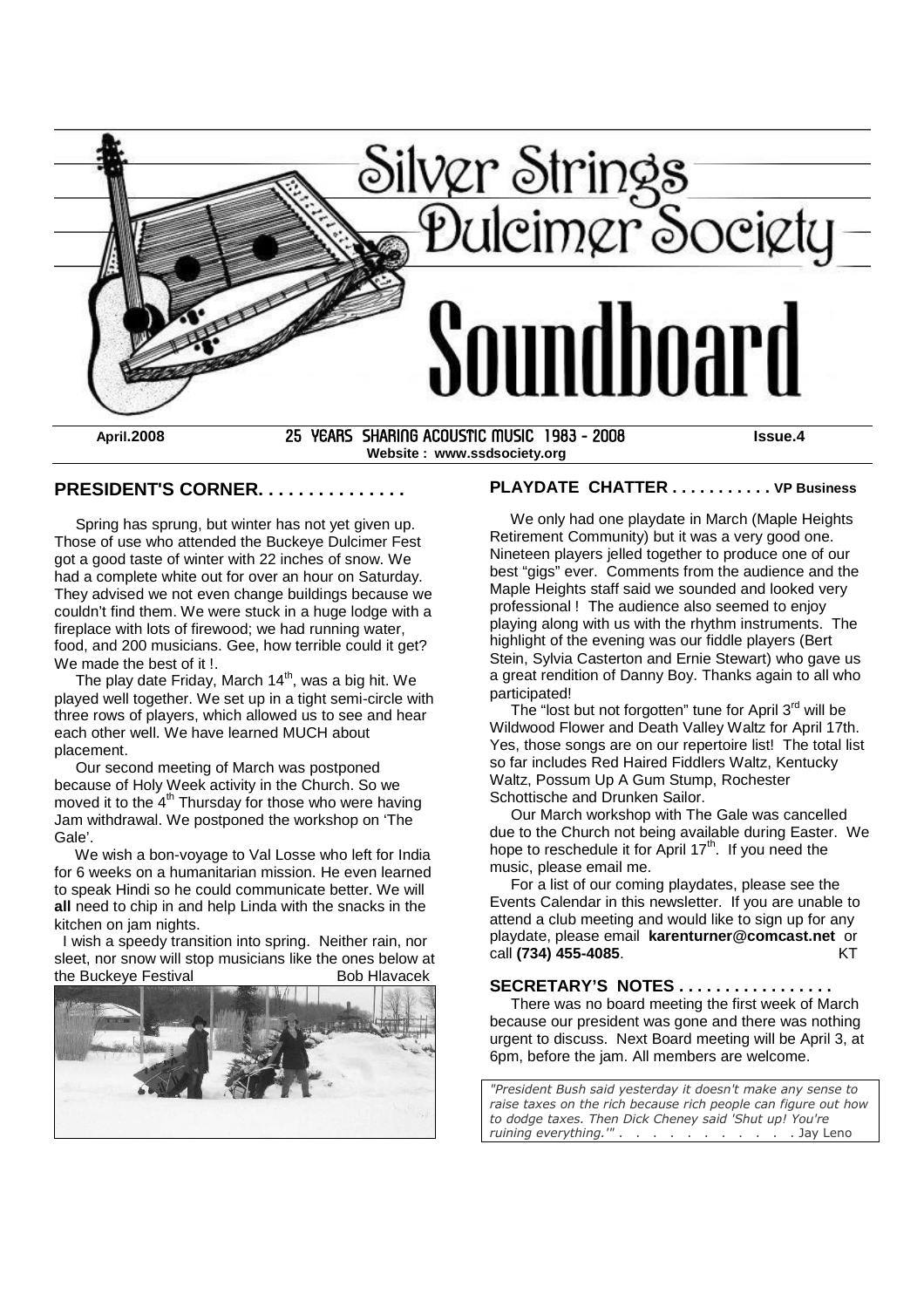# Silver Strings Dulcimer Society

# Soundboard

**April.2008** 25 YEARS SHARING ACOUSTIC MUSIC 1983 - 2008 **Issue.4**

**Website : www.ssdsociety.org**

## PRESIDENT'S CORNER. . . . . . . . . . . . . . .

Spring has sprung, but winter has not yet given up. Those of use who attended the Buckeye Dulcimer Fest got a good taste of winter with 22 inches of snow. We had a complete white out for over an hour on Saturday. They advised we not even change buildings because we couldn't find them. We were stuck in a huge lodge with a fireplace with lots of firewood; we had running water, food, and 200 musicians. Gee, how terrible could it get? We made the best of it !.

The play date Friday, March 14th, was a big hit. We played well together. We set up in a tight semi-circle with three rows of players, which allowed us to see and hear each other well. We have learned MUCH about placement.

Our second meeting of March was postponed because of Holy Week activity in the Church. So we moved it to the 4th Thursday for those who were having Jam withdrawal. We postponed the workshop on 'The Gale'.

We wish a bon-voyage to Val Losse who left for India for 6 weeks on a humanitarian mission. He even learned to speak Hindi so he could communicate better. We will **all** need to chip in and help Linda with the snacks in the kitchen on jam nights.

I wish a speedy transition into spring. Neither rain, nor sleet, nor snow will stop musicians like the ones below at the Buckeye Festival Bob Hlavacek

## PLAYDATE CHATTER . . . . . . . . . . . VP Business

We only had one playdate in March (Maple Heights Retirement Community) but it was a very good one. Nineteen players jelled together to produce one of our best "gigs" ever. Comments from the audience and the Maple Heights staff said we sounded and looked very professional ! The audience also seemed to enjoy playing along with us with the rhythm instruments. The highlight of the evening was our fiddle players (Bert Stein, Sylvia Casterton and Ernie Stewart) who gave us a great rendition of Danny Boy. Thanks again to all who participated!

The "lost but not forgotten" tune for April 3rd will be Wildwood Flower and Death Valley Waltz for April 17th. Yes, those songs are on our repertoire list! The total list so far includes Red Haired Fiddlers Waltz, Kentucky Waltz, Possum Up A Gum Stump, Rochester Schottische and Drunken Sailor.

Our March workshop with The Gale was cancelled due to the Church not being available during Easter. We hope to reschedule it for April 17th. If you need the music, please email me.

For a list of our coming playdates, please see the Events Calendar in this newsletter. If you are unable to attend a club meeting and would like to sign up for any playdate, please email **karenturner@comcast.net** or call **(734) 455-4085**. KT

## SECRETARY'S NOTES . . . . . . . . . . . . . . . . .

There was no board meeting the first week of March because our president was gone and there was nothing urgent to discuss. Next Board meeting will be April 3, at 6pm, before the jam. All members are welcome.

*"President Bush said yesterday it doesn't make any sense to raise taxes on the rich because rich people can figure out how to dodge taxes. Then Dick Cheney said 'Shut up! You're ruining everything.'"* . . . . . . . . . . . Jay Leno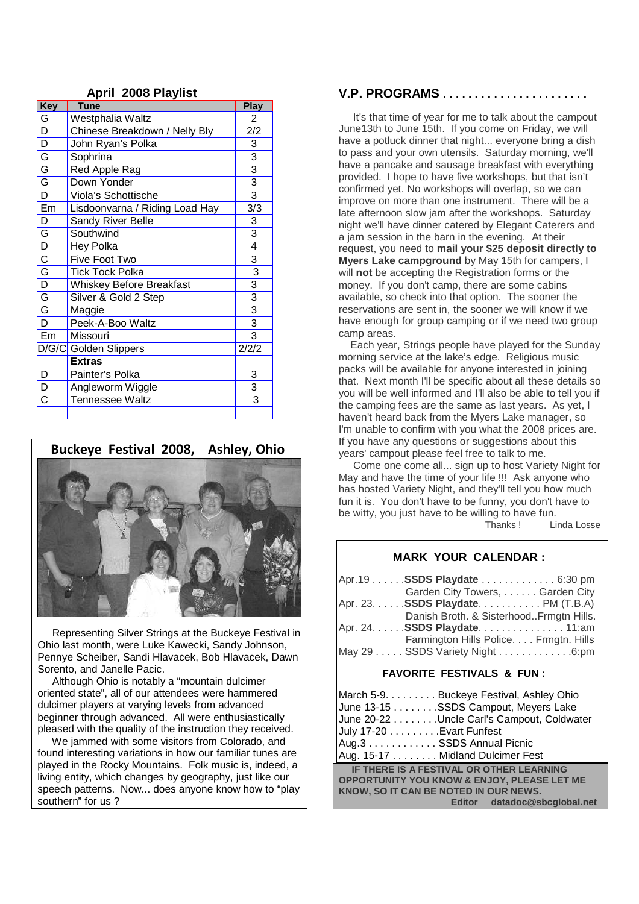## April 2008 Playlist

| Key | Tune | Play |
|---|---|---|
| G | Westphalia Waltz | 2 |
| D | Chinese Breakdown / Nelly Bly | 2/2 |
| D | John Ryan's Polka | 3 |
| G | Sophrina | 3 |
| G | Red Apple Rag | 3 |
| G | Down Yonder | 3 |
| D | Viola's Schottische | 3 |
| Em | Lisdoonvarna / Riding Load Hay | 3/3 |
| D | Sandy River Belle | 3 |
| G | Southwind | 3 |
| D | Hey Polka | 4 |
| C | Five Foot Two | 3 |
| G | Tick Tock Polka | 3 |
| D | Whiskey Before Breakfast | 3 |
| G | Silver & Gold 2 Step | 3 |
| G | Maggie | 3 |
| D | Peek-A-Boo Waltz | 3 |
| Em | Missouri | 3 |
| D/G/C | Golden Slippers | 2/2/2 |
| | **Extras** | |
| D | Painter's Polka | 3 |
| D | Angleworm Wiggle | 3 |
| C | Tennessee Waltz | 3 |

## Buckeye Festival 2008, Ashley, Ohio

Representing Silver Strings at the Buckeye Festival in Ohio last month, were Luke Kawecki, Sandy Johnson, Pennye Scheiber, Sandi Hlavacek, Bob Hlavacek, Dawn Sorento, and Janelle Pacic.

Although Ohio is notably a "mountain dulcimer oriented state", all of our attendees were hammered dulcimer players at varying levels from advanced beginner through advanced. All were enthusiastically pleased with the quality of the instruction they received.

We jammed with some visitors from Colorado, and found interesting variations in how our familiar tunes are played in the Rocky Mountains. Folk music is, indeed, a living entity, which changes by geography, just like our speech patterns. Now... does anyone know how to "play southern" for us ?

## V.P. PROGRAMS . . . . . . . . . . . . . . . . . . . . . .

It's that time of year for me to talk about the campout June13th to June 15th. If you come on Friday, we will have a potluck dinner that night... everyone bring a dish to pass and your own utensils. Saturday morning, we'll have a pancake and sausage breakfast with everything provided. I hope to have five workshops, but that isn't confirmed yet. No workshops will overlap, so we can improve on more than one instrument. There will be a late afternoon slow jam after the workshops. Saturday night we'll have dinner catered by Elegant Caterers and a jam session in the barn in the evening. At their request, you need to **mail your $25 deposit directly to Myers Lake campground** by May 15th for campers, I will **not** be accepting the Registration forms or the money. If you don't camp, there are some cabins available, so check into that option. The sooner the reservations are sent in, the sooner we will know if we have enough for group camping or if we need two group camp areas.

Each year, Strings people have played for the Sunday morning service at the lake's edge. Religious music packs will be available for anyone interested in joining that. Next month I'll be specific about all these details so you will be well informed and I'll also be able to tell you if the camping fees are the same as last years. As yet, I haven't heard back from the Myers Lake manager, so I'm unable to confirm with you what the 2008 prices are. If you have any questions or suggestions about this years' campout please feel free to talk to me.

Come one come all... sign up to host Variety Night for May and have the time of your life !!! Ask anyone who has hosted Variety Night, and they'll tell you how much fun it is. You don't have to be funny, you don't have to be witty, you just have to be willing to have fun.

Thanks ! Linda Losse

### MARK YOUR CALENDAR :

Apr.19 . . . . . .**SSDS Playdate** . . . . . . . . . . . . . 6:30 pm
Garden City Towers, . . . . . . Garden City

Apr. 23. . . . . .**SSDS Playdate**. . . . . . . . . . . PM (T.B.A)
Danish Broth. & Sisterhood..Frmgtn Hills.

Apr. 24. . . . . .**SSDS Playdate**. . . . . . . . . . . . . . . 11:am
Farmington Hills Police. . . . Frmgtn. Hills

May 29 . . . . . SSDS Variety Night . . . . . . . . . . . . .6:pm

### FAVORITE FESTIVALS & FUN :

March 5-9. . . . . . . . . Buckeye Festival, Ashley Ohio
June 13-15 . . . . . . . .SSDS Campout, Meyers Lake
June 20-22 . . . . . . . .Uncle Carl's Campout, Coldwater
July 17-20 . . . . . . . . .Evart Funfest
Aug.3 . . . . . . . . . . . . SSDS Annual Picnic
Aug. 15-17 . . . . . . . . Midland Dulcimer Fest

**IF THERE IS A FESTIVAL OR OTHER LEARNING OPPORTUNITY YOU KNOW & ENJOY, PLEASE LET ME KNOW, SO IT CAN BE NOTED IN OUR NEWS.**
**Editor datadoc@sbcglobal.net**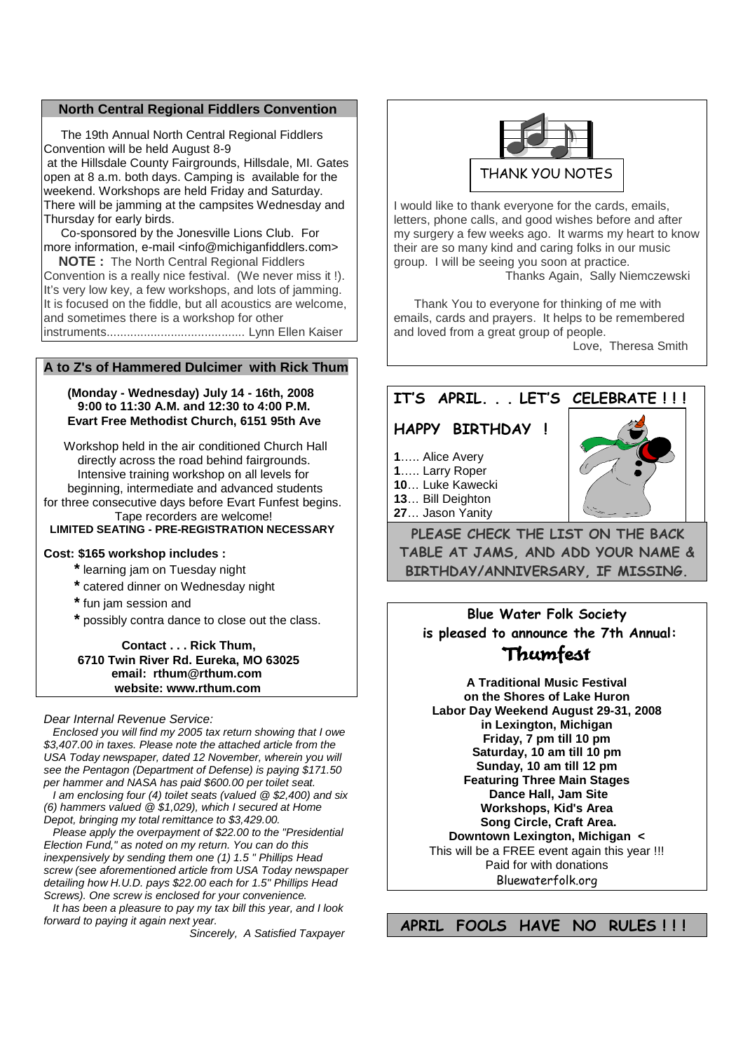## North Central Regional Fiddlers Convention

The 19th Annual North Central Regional Fiddlers Convention will be held August 8-9 at the Hillsdale County Fairgrounds, Hillsdale, MI. Gates open at 8 a.m. both days. Camping is available for the weekend. Workshops are held Friday and Saturday. There will be jamming at the campsites Wednesday and Thursday for early birds.

Co-sponsored by the Jonesville Lions Club. For more information, e-mail <info@michiganfiddlers.com>

**NOTE :** The North Central Regional Fiddlers Convention is a really nice festival. (We never miss it !). It's very low key, a few workshops, and lots of jamming. It is focused on the fiddle, but all acoustics are welcome, and sometimes there is a workshop for other instruments......................................... Lynn Ellen Kaiser

## A to Z's of Hammered Dulcimer with Rick Thum

**(Monday - Wednesday) July 14 - 16th, 2008**
**9:00 to 11:30 A.M. and 12:30 to 4:00 P.M.**
**Evart Free Methodist Church, 6151 95th Ave**

Workshop held in the air conditioned Church Hall directly across the road behind fairgrounds. Intensive training workshop on all levels for beginning, intermediate and advanced students for three consecutive days before Evart Funfest begins. Tape recorders are welcome!

**LIMITED SEATING - PRE-REGISTRATION NECESSARY**

**Cost: $165 workshop includes :**

- learning jam on Tuesday night
- catered dinner on Wednesday night
- fun jam session and
- possibly contra dance to close out the class.

**Contact . . . Rick Thum,**
**6710 Twin River Rd. Eureka, MO 63025**
**email: rthum@rthum.com**
**website: www.rthum.com**

*Dear Internal Revenue Service:*

*Enclosed you will find my 2005 tax return showing that I owe $3,407.00 in taxes. Please note the attached article from the USA Today newspaper, dated 12 November, wherein you will see the Pentagon (Department of Defense) is paying $171.50 per hammer and NASA has paid $600.00 per toilet seat.*

*I am enclosing four (4) toilet seats (valued @ $2,400) and six (6) hammers valued @ $1,029), which I secured at Home Depot, bringing my total remittance to $3,429.00.*

*Please apply the overpayment of $22.00 to the "Presidential Election Fund," as noted on my return. You can do this inexpensively by sending them one (1) 1.5 " Phillips Head screw (see aforementioned article from USA Today newspaper detailing how H.U.D. pays $22.00 each for 1.5" Phillips Head Screws). One screw is enclosed for your convenience.*

*It has been a pleasure to pay my tax bill this year, and I look forward to paying it again next year.*

*Sincerely, A Satisfied Taxpayer*

## THANK YOU NOTES

I would like to thank everyone for the cards, emails, letters, phone calls, and good wishes before and after my surgery a few weeks ago. It warms my heart to know their are so many kind and caring folks in our music group. I will be seeing you soon at practice.

Thanks Again, Sally Niemczewski

Thank You to everyone for thinking of me with emails, cards and prayers. It helps to be remembered and loved from a great group of people.

Love, Theresa Smith

## IT'S APRIL. . . LET'S CELEBRATE ! ! !

### HAPPY BIRTHDAY !

**1**..... Alice Avery
**1**..... Larry Roper
**10**... Luke Kawecki
**13**... Bill Deighton
**27**... Jason Yanity

**PLEASE CHECK THE LIST ON THE BACK TABLE AT JAMS, AND ADD YOUR NAME & BIRTHDAY/ANNIVERSARY, IF MISSING.**

**Blue Water Folk Society is pleased to announce the 7th Annual:**

## Thumfest

**A Traditional Music Festival**
**on the Shores of Lake Huron**
**Labor Day Weekend August 29-31, 2008**
**in Lexington, Michigan**
**Friday, 7 pm till 10 pm**
**Saturday, 10 am till 10 pm**
**Sunday, 10 am till 12 pm**
**Featuring Three Main Stages**
**Dance Hall, Jam Site**
**Workshops, Kid's Area**
**Song Circle, Craft Area.**
**Downtown Lexington, Michigan <**
This will be a FREE event again this year !!!
Paid for with donations
Bluewaterfolk.org

**APRIL FOOLS HAVE NO RULES ! ! !**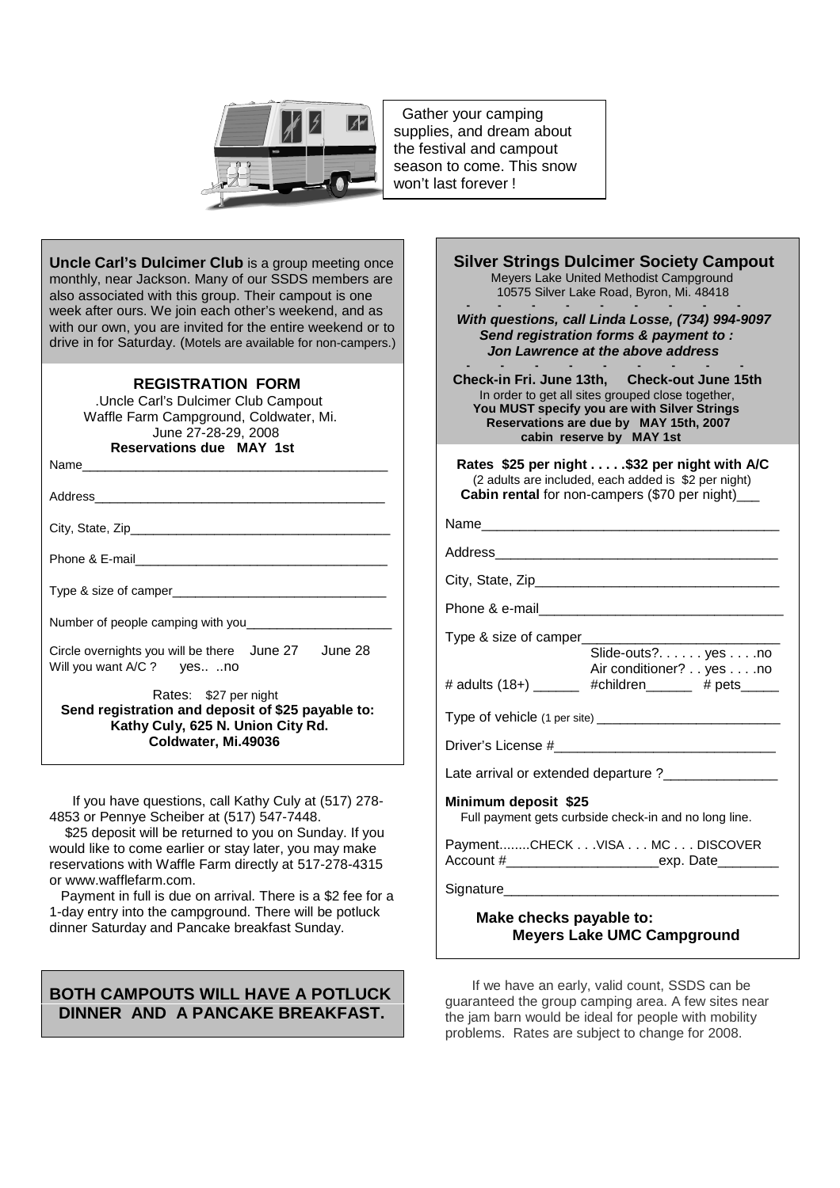Gather your camping supplies, and dream about the festival and campout season to come. This snow won't last forever !

**Uncle Carl's Dulcimer Club** is a group meeting once monthly, near Jackson. Many of our SSDS members are also associated with this group. Their campout is one week after ours. We join each other's weekend, and as with our own, you are invited for the entire weekend or to drive in for Saturday. (Motels are available for non-campers.)

### REGISTRATION FORM

.Uncle Carl's Dulcimer Club Campout
Waffle Farm Campground, Coldwater, Mi.
June 27-28-29, 2008
**Reservations due MAY 1st**

Name____________________________________________

Address__________________________________________

City, State, Zip_____________________________________

Phone & E-mail____________________________________

Type & size of camper______________________________

Number of people camping with you_____________________

Circle overnights you will be there June 27 June 28
Will you want A/C ? yes.. ..no

Rates: $27 per night
**Send registration and deposit of $25 payable to:
Kathy Culy, 625 N. Union City Rd.
Coldwater, Mi.49036**

If you have questions, call Kathy Culy at (517) 278-4853 or Pennye Scheiber at (517) 547-7448.

$25 deposit will be returned to you on Sunday. If you would like to come earlier or stay later, you may make reservations with Waffle Farm directly at 517-278-4315 or www.wafflefarm.com.

Payment in full is due on arrival. There is a $2 fee for a 1-day entry into the campground. There will be potluck dinner Saturday and Pancake breakfast Sunday.

**BOTH CAMPOUTS WILL HAVE A POTLUCK DINNER AND A PANCAKE BREAKFAST.**

### Silver Strings Dulcimer Society Campout

Meyers Lake United Methodist Campground
10575 Silver Lake Road, Byron, Mi. 48418

***With questions, call Linda Losse, (734) 994-9097
Send registration forms & payment to :
Jon Lawrence at the above address***

**Check-in Fri. June 13th, Check-out June 15th**
In order to get all sites grouped close together,
**You MUST specify you are with Silver Strings
Reservations are due by MAY 15th, 2007
cabin reserve by MAY 1st**

**Rates $25 per night . . . . .$32 per night with A/C**
(2 adults are included, each added is $2 per night)
**Cabin rental** for non-campers ($70 per night)___

Name_______________________________________

Address_____________________________________

City, State, Zip_______________________________

Phone & e-mail_______________________________

Type & size of camper________________________
Slide-outs?. . . . . . yes . . . .no
Air conditioner? . . yes . . . .no
\# adults (18+) ______ #children______ # pets_____

Type of vehicle (1 per site) _______________________

Driver's License #_____________________________

Late arrival or extended departure ?_______________

**Minimum deposit $25**
Full payment gets curbside check-in and no long line.

Payment........CHECK . . .VISA . . . MC . . . DISCOVER
Account #____________________exp. Date________

Signature___________________________________

**Make checks payable to:
Meyers Lake UMC Campground**

If we have an early, valid count, SSDS can be guaranteed the group camping area. A few sites near the jam barn would be ideal for people with mobility problems. Rates are subject to change for 2008.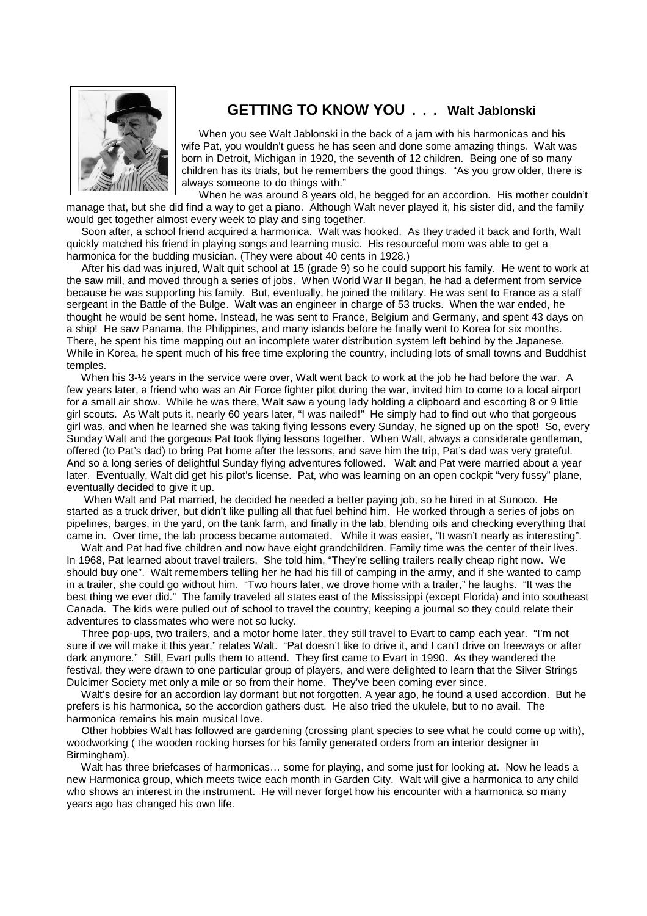## GETTING TO KNOW YOU . . . Walt Jablonski

When you see Walt Jablonski in the back of a jam with his harmonicas and his wife Pat, you wouldn't guess he has seen and done some amazing things. Walt was born in Detroit, Michigan in 1920, the seventh of 12 children. Being one of so many children has its trials, but he remembers the good things. "As you grow older, there is always someone to do things with."

When he was around 8 years old, he begged for an accordion. His mother couldn't manage that, but she did find a way to get a piano. Although Walt never played it, his sister did, and the family would get together almost every week to play and sing together.

Soon after, a school friend acquired a harmonica. Walt was hooked. As they traded it back and forth, Walt quickly matched his friend in playing songs and learning music. His resourceful mom was able to get a harmonica for the budding musician. (They were about 40 cents in 1928.)

After his dad was injured, Walt quit school at 15 (grade 9) so he could support his family. He went to work at the saw mill, and moved through a series of jobs. When World War II began, he had a deferment from service because he was supporting his family. But, eventually, he joined the military. He was sent to France as a staff sergeant in the Battle of the Bulge. Walt was an engineer in charge of 53 trucks. When the war ended, he thought he would be sent home. Instead, he was sent to France, Belgium and Germany, and spent 43 days on a ship! He saw Panama, the Philippines, and many islands before he finally went to Korea for six months. There, he spent his time mapping out an incomplete water distribution system left behind by the Japanese. While in Korea, he spent much of his free time exploring the country, including lots of small towns and Buddhist temples.

When his 3-½ years in the service were over, Walt went back to work at the job he had before the war. A few years later, a friend who was an Air Force fighter pilot during the war, invited him to come to a local airport for a small air show. While he was there, Walt saw a young lady holding a clipboard and escorting 8 or 9 little girl scouts. As Walt puts it, nearly 60 years later, "I was nailed!" He simply had to find out who that gorgeous girl was, and when he learned she was taking flying lessons every Sunday, he signed up on the spot! So, every Sunday Walt and the gorgeous Pat took flying lessons together. When Walt, always a considerate gentleman, offered (to Pat's dad) to bring Pat home after the lessons, and save him the trip, Pat's dad was very grateful. And so a long series of delightful Sunday flying adventures followed. Walt and Pat were married about a year later. Eventually, Walt did get his pilot's license. Pat, who was learning on an open cockpit "very fussy" plane, eventually decided to give it up.

When Walt and Pat married, he decided he needed a better paying job, so he hired in at Sunoco. He started as a truck driver, but didn't like pulling all that fuel behind him. He worked through a series of jobs on pipelines, barges, in the yard, on the tank farm, and finally in the lab, blending oils and checking everything that came in. Over time, the lab process became automated. While it was easier, "It wasn't nearly as interesting".

Walt and Pat had five children and now have eight grandchildren. Family time was the center of their lives. In 1968, Pat learned about travel trailers. She told him, "They're selling trailers really cheap right now. We should buy one". Walt remembers telling her he had his fill of camping in the army, and if she wanted to camp in a trailer, she could go without him. "Two hours later, we drove home with a trailer," he laughs. "It was the best thing we ever did." The family traveled all states east of the Mississippi (except Florida) and into southeast Canada. The kids were pulled out of school to travel the country, keeping a journal so they could relate their adventures to classmates who were not so lucky.

Three pop-ups, two trailers, and a motor home later, they still travel to Evart to camp each year. "I'm not sure if we will make it this year," relates Walt. "Pat doesn't like to drive it, and I can't drive on freeways or after dark anymore." Still, Evart pulls them to attend. They first came to Evart in 1990. As they wandered the festival, they were drawn to one particular group of players, and were delighted to learn that the Silver Strings Dulcimer Society met only a mile or so from their home. They've been coming ever since.

Walt's desire for an accordion lay dormant but not forgotten. A year ago, he found a used accordion. But he prefers is his harmonica, so the accordion gathers dust. He also tried the ukulele, but to no avail. The harmonica remains his main musical love.

Other hobbies Walt has followed are gardening (crossing plant species to see what he could come up with), woodworking ( the wooden rocking horses for his family generated orders from an interior designer in Birmingham).

Walt has three briefcases of harmonicas… some for playing, and some just for looking at. Now he leads a new Harmonica group, which meets twice each month in Garden City. Walt will give a harmonica to any child who shows an interest in the instrument. He will never forget how his encounter with a harmonica so many years ago has changed his own life.